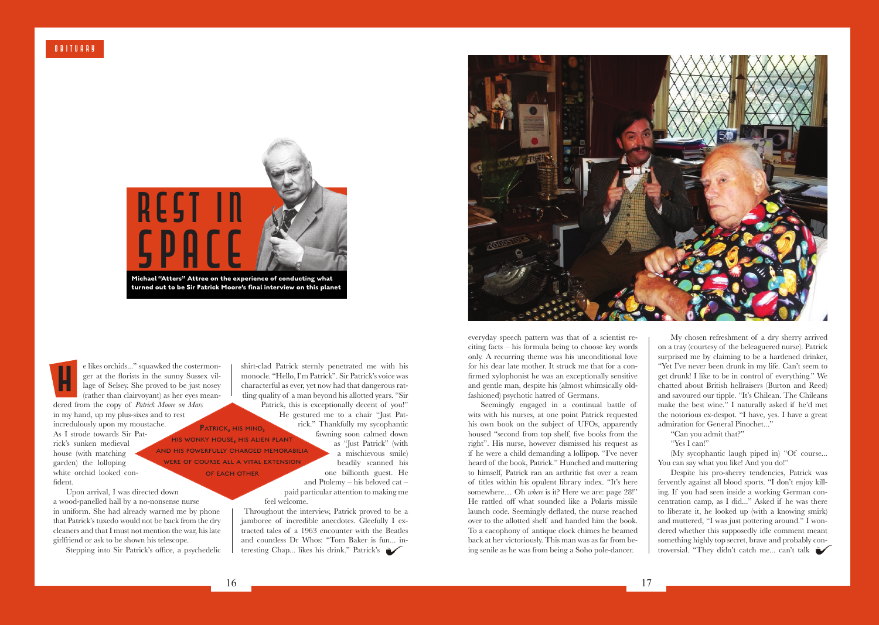# REST IN SPACE

**Michael "Atters" Attree on the experience of conducting what turned out to be Sir Patrick Moore's final interview on this planet**

"He likes orchids..." squawked the costermonger at the florists in the sunny Sussex village of Selsey. She proved to be just nosey (rather than clairvoyant) as her eyes meandered from the copy of *Patrick Moore on Mars* in my hand, up my plus-sixes and to rest incredulously upon my moustache. As I strode towards Sir Patrick's sunken medieval house (with matching garden) the lolloping white orchid looked confident.

Upon arrival, I was directed down a wood-panelled hall by a no-nonsense nurse in uniform. She had already warned me by phone that Patrick's tuxedo would not be back from the dry cleaners and that I must not mention the war, his late girlfriend or ask to be shown his telescope.

Stepping into Sir Patrick's office, a psychedelic shirt-clad Patrick sternly penetrated me with his monocle. "Hello, I'm Patrick". Sir Patrick's voice was characterful as ever, yet now had that dangerous rattling quality of a man beyond his allotted years. "Sir Patrick, this is exceptionally decent of you!" He gestured me to a chair "Just Patrick." Thankfully my sycophantic fawning soon calmed down as "Just Patrick" (with a mischievous smile) beadily scanned his one billionth guest. He and Ptolemy – his beloved cat – paid particular attention to making me feel welcome.

> PATRICK, HIS MIND, HIS WONKY HOUSE, HIS ALIEN PLANT AND HIS POWERFULLY CHARGED MEMORABILIA WERE OF COURSE ALL A VITAL EXTENSION OF EACH OTHER

Throughout the interview, Patrick proved to be a jamboree of incredible anecdotes. Gleefully I extracted tales of a 1963 encounter with the Beatles and countless Dr Whos: "Tom Baker is fun... interesting Chap... likes his drink." Patrick's everyday speech pattern was that of a scientist reciting facts – his formula being to choose key words only. A recurring theme was his unconditional love for his dear late mother. It struck me that for a confirmed xylophonist he was an exceptionally sensitive and gentle man, despite his (almost whimsically old-fashioned) psychotic hatred of Germans.

Seemingly engaged in a continual battle of wits with his nurses, at one point Patrick requested his own book on the subject of UFOs, apparently housed "second from top shelf, five books from the right". His nurse, however dismissed his request as if he were a child demanding a lollipop. "I've never heard of the book, Patrick." Hunched and muttering to himself, Patrick ran an arthritic fist over a ream of titles within his opulent library index. "It's here somewhere… Oh *where* is it? Here we are: page 28!" He rattled off what sounded like a Polaris missile launch code. Seemingly deflated, the nurse reached over to the allotted shelf and handed him the book. To a cacophony of antique clock chimes he beamed back at her victoriously. This man was as far from being senile as he was from being a Soho pole-dancer.

My chosen refreshment of a dry sherry arrived on a tray (courtesy of the beleaguered nurse). Patrick surprised me by claiming to be a hardened drinker, "Yet I've never been drunk in my life. Can't seem to get drunk! I like to be in control of everything." We chatted about British hellraisers (Burton and Reed) and savoured our tipple. "It's Chilean. The Chileans make the best wine." I naturally asked if he'd met the notorious ex-despot. "I have, yes. I have a great admiration for General Pinochet..."

"Can you admit that?"

"Yes I can!"

(My sycophantic laugh piped in) "Of course... You can say what you like! And you do!"

Despite his pro-sherry tendencies, Patrick was fervently against all blood sports. "I don't enjoy killing. If you had seen inside a working German concentration camp, as I did..." Asked if he was there to liberate it, he looked up (with a knowing smirk) and muttered, "I was just pottering around." I wondered whether this supposedly idle comment meant something highly top secret, brave and probably controversial. "They didn't catch me... can't talk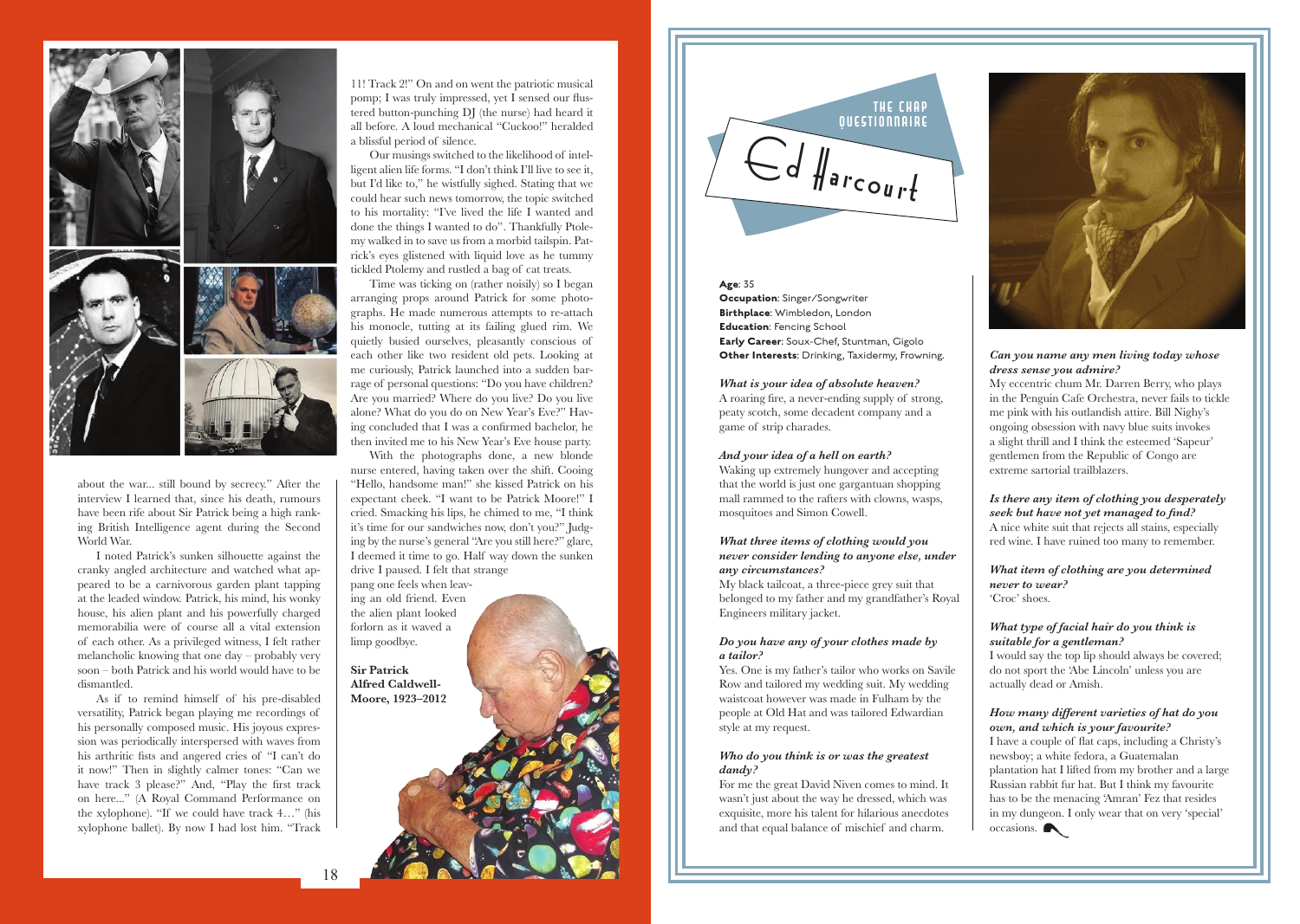about the war... still bound by secrecy." After the interview I learned that, since his death, rumours have been rife about Sir Patrick being a high ranking British Intelligence agent during the Second World War.

I noted Patrick's sunken silhouette against the cranky angled architecture and watched what appeared to be a carnivorous garden plant tapping at the leaded window. Patrick, his mind, his wonky house, his alien plant and his powerfully charged memorabilia were of course all a vital extension of each other. As a privileged witness, I felt rather melancholic knowing that one day – probably very soon – both Patrick and his world would have to be dismantled.

As if to remind himself of his pre-disabled versatility, Patrick began playing me recordings of his personally composed music. His joyous expression was periodically interspersed with waves from his arthritic fists and angered cries of "I can't do it now!" Then in slightly calmer tones: "Can we have track 3 please?" And, "Play the first track on here..." (A Royal Command Performance on the xylophone). "If we could have track 4…" (his xylophone ballet). By now I had lost him. "Track 11! Track 2!" On and on went the patriotic musical pomp; I was truly impressed, yet I sensed our flustered button-punching DJ (the nurse) had heard it all before. A loud mechanical "Cuckoo!" heralded a blissful period of silence.

Our musings switched to the likelihood of intelligent alien life forms. "I don't think I'll live to see it, but I'd like to," he wistfully sighed. Stating that we could hear such news tomorrow, the topic switched to his mortality: "I've lived the life I wanted and done the things I wanted to do". Thankfully Ptolemy walked in to save us from a morbid tailspin. Patrick's eyes glistened with liquid love as he tummy tickled Ptolemy and rustled a bag of cat treats.

Time was ticking on (rather noisily) so I began arranging props around Patrick for some photographs. He made numerous attempts to re-attach his monocle, tutting at its failing glued rim. We quietly busied ourselves, pleasantly conscious of each other like two resident old pets. Looking at me curiously, Patrick launched into a sudden barrage of personal questions: "Do you have children? Are you married? Where do you live? Do you live alone? What do you do on New Year's Eve?" Having concluded that I was a confirmed bachelor, he then invited me to his New Year's Eve house party.

With the photographs done, a new blonde nurse entered, having taken over the shift. Cooing "Hello, handsome man!" she kissed Patrick on his expectant cheek. "I want to be Patrick Moore!" I cried. Smacking his lips, he chimed to me, "I think it's time for our sandwiches now, don't you?" Judging by the nurse's general "Are you still here?" glare, I deemed it time to go. Half way down the sunken drive I paused. I felt that strange pang one feels when leaving an old friend. Even the alien plant looked forlorn as it waved a limp goodbye.

**Sir Patrick Alfred Caldwell-Moore, 1923–2012**

## THE CHAP QUESTIONNAIRE

# Ed Harcourt

**Age**: 35
**Occupation**: Singer/Songwriter
**Birthplace**: Wimbledon, London
**Education**: Fencing School
**Early Career**: Soux-Chef, Stuntman, Gigolo
**Other Interests**: Drinking, Taxidermy, Frowning.

***What is your idea of absolute heaven?***
A roaring fire, a never-ending supply of strong, peaty scotch, some decadent company and a game of strip charades.

***And your idea of a hell on earth?***
Waking up extremely hungover and accepting that the world is just one gargantuan shopping mall rammed to the rafters with clowns, wasps, mosquitoes and Simon Cowell.

***What three items of clothing would you never consider lending to anyone else, under any circumstances?***
My black tailcoat, a three-piece grey suit that belonged to my father and my grandfather's Royal Engineers military jacket.

***Do you have any of your clothes made by a tailor?***
Yes. One is my father's tailor who works on Savile Row and tailored my wedding suit. My wedding waistcoat however was made in Fulham by the people at Old Hat and was tailored Edwardian style at my request.

***Who do you think is or was the greatest dandy?***
For me the great David Niven comes to mind. It wasn't just about the way he dressed, which was exquisite, more his talent for hilarious anecdotes and that equal balance of mischief and charm.

***Can you name any men living today whose dress sense you admire?***
My eccentric chum Mr. Darren Berry, who plays in the Penguin Cafe Orchestra, never fails to tickle me pink with his outlandish attire. Bill Nighy's ongoing obsession with navy blue suits invokes a slight thrill and I think the esteemed 'Sapeur' gentlemen from the Republic of Congo are extreme sartorial trailblazers.

***Is there any item of clothing you desperately seek but have not yet managed to find?***
A nice white suit that rejects all stains, especially red wine. I have ruined too many to remember.

***What item of clothing are you determined never to wear?***
'Croc' shoes.

***What type of facial hair do you think is suitable for a gentleman?***
I would say the top lip should always be covered; do not sport the 'Abe Lincoln' unless you are actually dead or Amish.

***How many different varieties of hat do you own, and which is your favourite?***
I have a couple of flat caps, including a Christy's newsboy; a white fedora, a Guatemalan plantation hat I lifted from my brother and a large Russian rabbit fur hat. But I think my favourite has to be the menacing 'Amran' Fez that resides in my dungeon. I only wear that on very 'special' occasions.